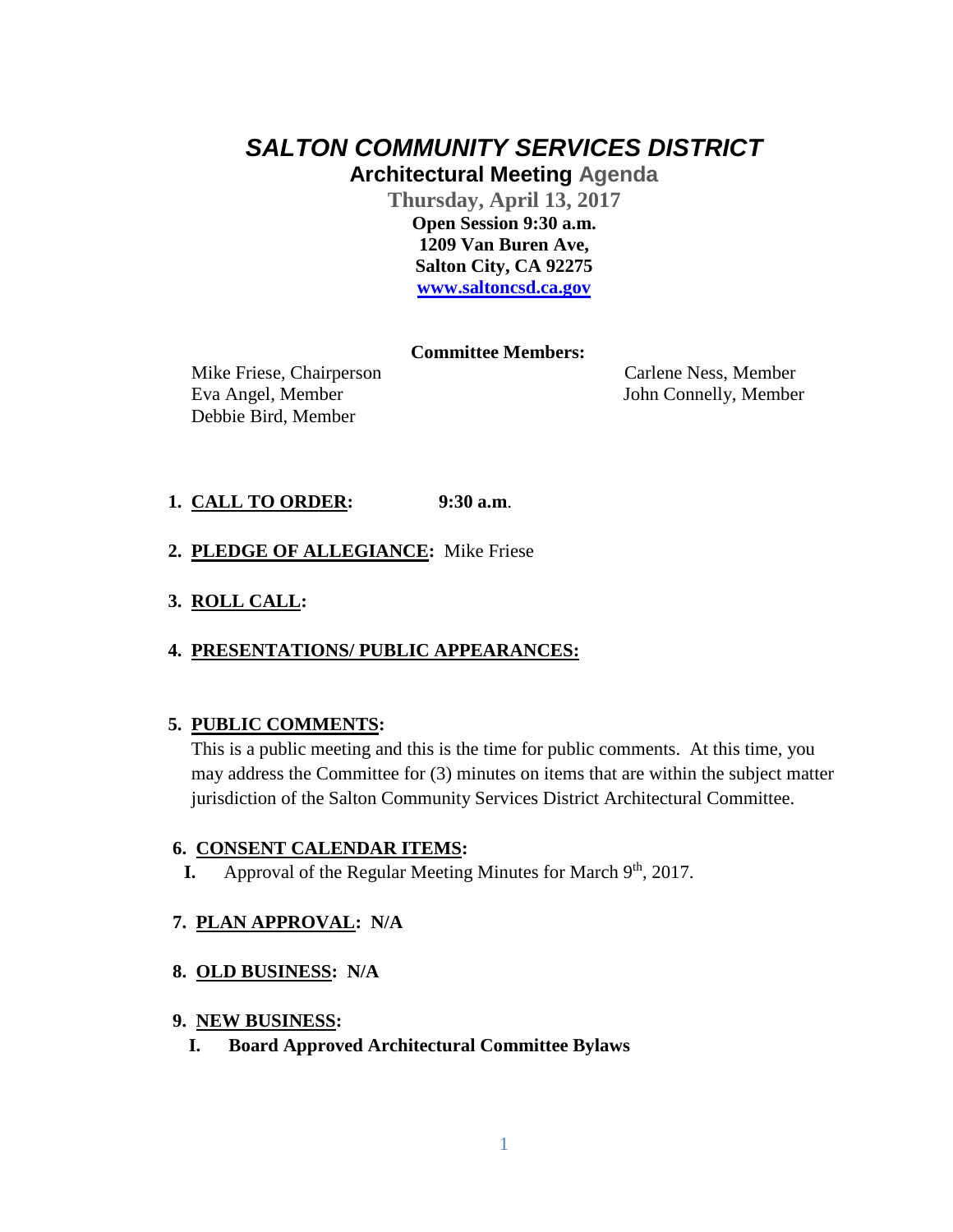# *SALTON COMMUNITY SERVICES DISTRICT*

## Architectural Meeting Agenda

**Thursday, April 13, 2017**
**Open Session 9:30 a.m.**
**1209 Van Buren Ave,**
**Salton City, CA 92275**
**[www.saltoncsd.ca.gov](http://www.saltoncsd.ca.gov)**

**Committee Members:**

Mike Friese, Chairperson
Eva Angel, Member
Debbie Bird, Member
Carlene Ness, Member
John Connelly, Member

1. **CALL TO ORDER:** **9:30 a.m.**

2. **PLEDGE OF ALLEGIANCE:** Mike Friese

3. **ROLL CALL:**

4. **PRESENTATIONS/ PUBLIC APPEARANCES:**

5. **PUBLIC COMMENTS:**
   This is a public meeting and this is the time for public comments. At this time, you may address the Committee for (3) minutes on items that are within the subject matter jurisdiction of the Salton Community Services District Architectural Committee.

6. **CONSENT CALENDAR ITEMS:**
   **I.** Approval of the Regular Meeting Minutes for March 9th, 2017.

7. **PLAN APPROVAL: N/A**

8. **OLD BUSINESS: N/A**

9. **NEW BUSINESS:**
   **I. Board Approved Architectural Committee Bylaws**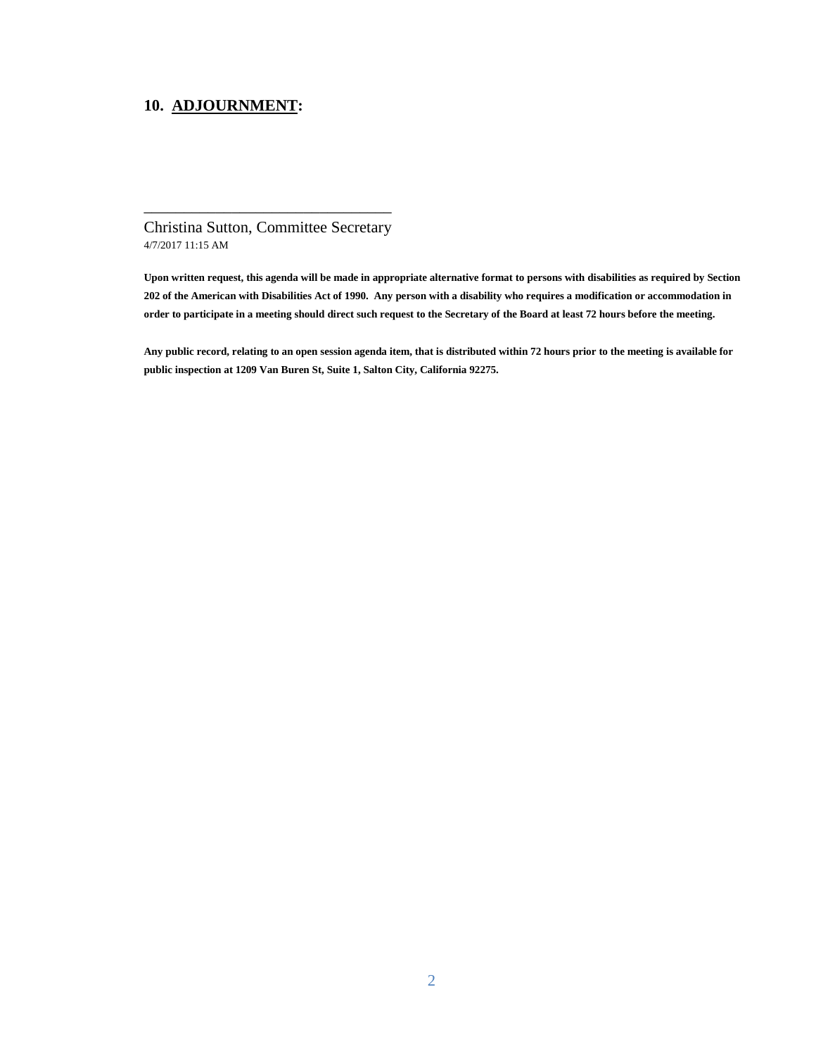## 10. <u>ADJOURNMENT</u>:

\_\_\_\_\_\_\_\_\_\_\_\_\_\_\_\_\_\_\_\_\_\_\_\_\_\_\_\_\_\_\_\_

Christina Sutton, Committee Secretary
4/7/2017 11:15 AM

**Upon written request, this agenda will be made in appropriate alternative format to persons with disabilities as required by Section 202 of the American with Disabilities Act of 1990. Any person with a disability who requires a modification or accommodation in order to participate in a meeting should direct such request to the Secretary of the Board at least 72 hours before the meeting.**

**Any public record, relating to an open session agenda item, that is distributed within 72 hours prior to the meeting is available for public inspection at 1209 Van Buren St, Suite 1, Salton City, California 92275.**